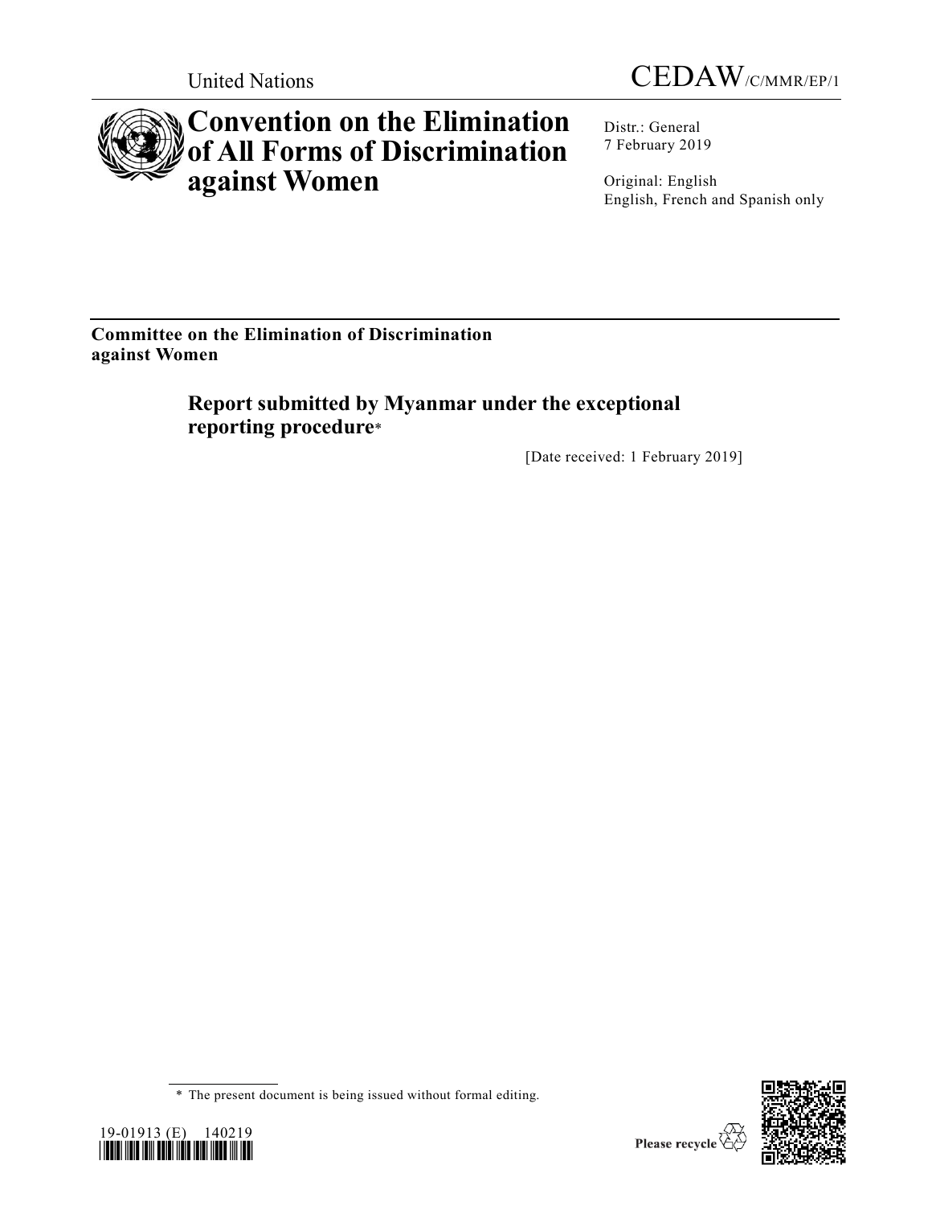United Nations

CEDAW/C/MMR/EP/1

# Convention on the Elimination of All Forms of Discrimination against Women

Distr.: General
7 February 2019

Original: English
English, French and Spanish only

**Committee on the Elimination of Discrimination against Women**

## Report submitted by Myanmar under the exceptional reporting procedure*

[Date received: 1 February 2019]

\* The present document is being issued without formal editing.

19-01913 (E) 140219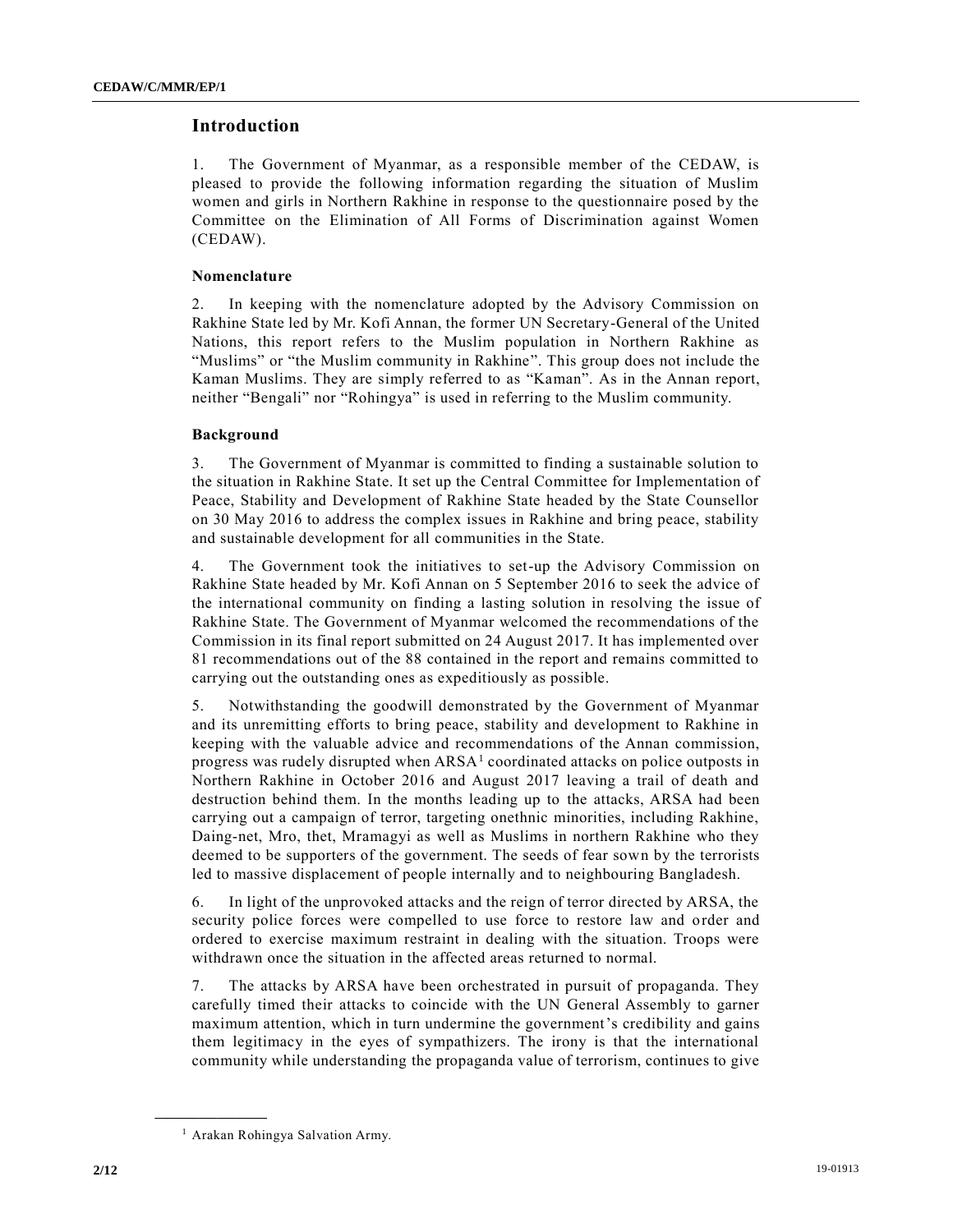## Introduction

1. The Government of Myanmar, as a responsible member of the CEDAW, is pleased to provide the following information regarding the situation of Muslim women and girls in Northern Rakhine in response to the questionnaire posed by the Committee on the Elimination of All Forms of Discrimination against Women (CEDAW).

### Nomenclature

2. In keeping with the nomenclature adopted by the Advisory Commission on Rakhine State led by Mr. Kofi Annan, the former UN Secretary-General of the United Nations, this report refers to the Muslim population in Northern Rakhine as "Muslims" or "the Muslim community in Rakhine". This group does not include the Kaman Muslims. They are simply referred to as "Kaman". As in the Annan report, neither "Bengali" nor "Rohingya" is used in referring to the Muslim community.

### Background

3. The Government of Myanmar is committed to finding a sustainable solution to the situation in Rakhine State. It set up the Central Committee for Implementation of Peace, Stability and Development of Rakhine State headed by the State Counsellor on 30 May 2016 to address the complex issues in Rakhine and bring peace, stability and sustainable development for all communities in the State.

4. The Government took the initiatives to set-up the Advisory Commission on Rakhine State headed by Mr. Kofi Annan on 5 September 2016 to seek the advice of the international community on finding a lasting solution in resolving the issue of Rakhine State. The Government of Myanmar welcomed the recommendations of the Commission in its final report submitted on 24 August 2017. It has implemented over 81 recommendations out of the 88 contained in the report and remains committed to carrying out the outstanding ones as expeditiously as possible.

5. Notwithstanding the goodwill demonstrated by the Government of Myanmar and its unremitting efforts to bring peace, stability and development to Rakhine in keeping with the valuable advice and recommendations of the Annan commission, progress was rudely disrupted when ARSA[1] coordinated attacks on police outposts in Northern Rakhine in October 2016 and August 2017 leaving a trail of death and destruction behind them. In the months leading up to the attacks, ARSA had been carrying out a campaign of terror, targeting onethnic minorities, including Rakhine, Daing-net, Mro, thet, Mramagyi as well as Muslims in northern Rakhine who they deemed to be supporters of the government. The seeds of fear sown by the terrorists led to massive displacement of people internally and to neighbouring Bangladesh.

6. In light of the unprovoked attacks and the reign of terror directed by ARSA, the security police forces were compelled to use force to restore law and order and ordered to exercise maximum restraint in dealing with the situation. Troops were withdrawn once the situation in the affected areas returned to normal.

7. The attacks by ARSA have been orchestrated in pursuit of propaganda. They carefully timed their attacks to coincide with the UN General Assembly to garner maximum attention, which in turn undermine the government's credibility and gains them legitimacy in the eyes of sympathizers. The irony is that the international community while understanding the propaganda value of terrorism, continues to give

[1] Arakan Rohingya Salvation Army.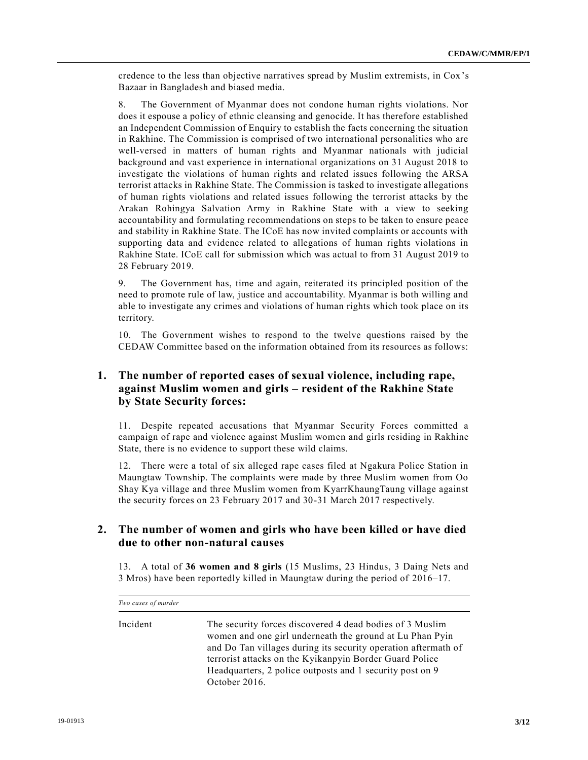credence to the less than objective narratives spread by Muslim extremists, in Cox's Bazaar in Bangladesh and biased media.

8. The Government of Myanmar does not condone human rights violations. Nor does it espouse a policy of ethnic cleansing and genocide. It has therefore established an Independent Commission of Enquiry to establish the facts concerning the situation in Rakhine. The Commission is comprised of two international personalities who are well-versed in matters of human rights and Myanmar nationals with judicial background and vast experience in international organizations on 31 August 2018 to investigate the violations of human rights and related issues following the ARSA terrorist attacks in Rakhine State. The Commission is tasked to investigate allegations of human rights violations and related issues following the terrorist attacks by the Arakan Rohingya Salvation Army in Rakhine State with a view to seeking accountability and formulating recommendations on steps to be taken to ensure peace and stability in Rakhine State. The ICoE has now invited complaints or accounts with supporting data and evidence related to allegations of human rights violations in Rakhine State. ICoE call for submission which was actual to from 31 August 2019 to 28 February 2019.

9. The Government has, time and again, reiterated its principled position of the need to promote rule of law, justice and accountability. Myanmar is both willing and able to investigate any crimes and violations of human rights which took place on its territory.

10. The Government wishes to respond to the twelve questions raised by the CEDAW Committee based on the information obtained from its resources as follows:

## 1. The number of reported cases of sexual violence, including rape, against Muslim women and girls – resident of the Rakhine State by State Security forces:

11. Despite repeated accusations that Myanmar Security Forces committed a campaign of rape and violence against Muslim women and girls residing in Rakhine State, there is no evidence to support these wild claims.

12. There were a total of six alleged rape cases filed at Ngakura Police Station in Maungtaw Township. The complaints were made by three Muslim women from Oo Shay Kya village and three Muslim women from KyarrKhaungTaung village against the security forces on 23 February 2017 and 30-31 March 2017 respectively.

## 2. The number of women and girls who have been killed or have died due to other non-natural causes

13. A total of **36 women and 8 girls** (15 Muslims, 23 Hindus, 3 Daing Nets and 3 Mros) have been reportedly killed in Maungtaw during the period of 2016–17.

| *Two cases of murder* | |
|---|---|
| Incident | The security forces discovered 4 dead bodies of 3 Muslim women and one girl underneath the ground at Lu Phan Pyin and Do Tan villages during its security operation aftermath of terrorist attacks on the Kyikanpyin Border Guard Police Headquarters, 2 police outposts and 1 security post on 9 October 2016. |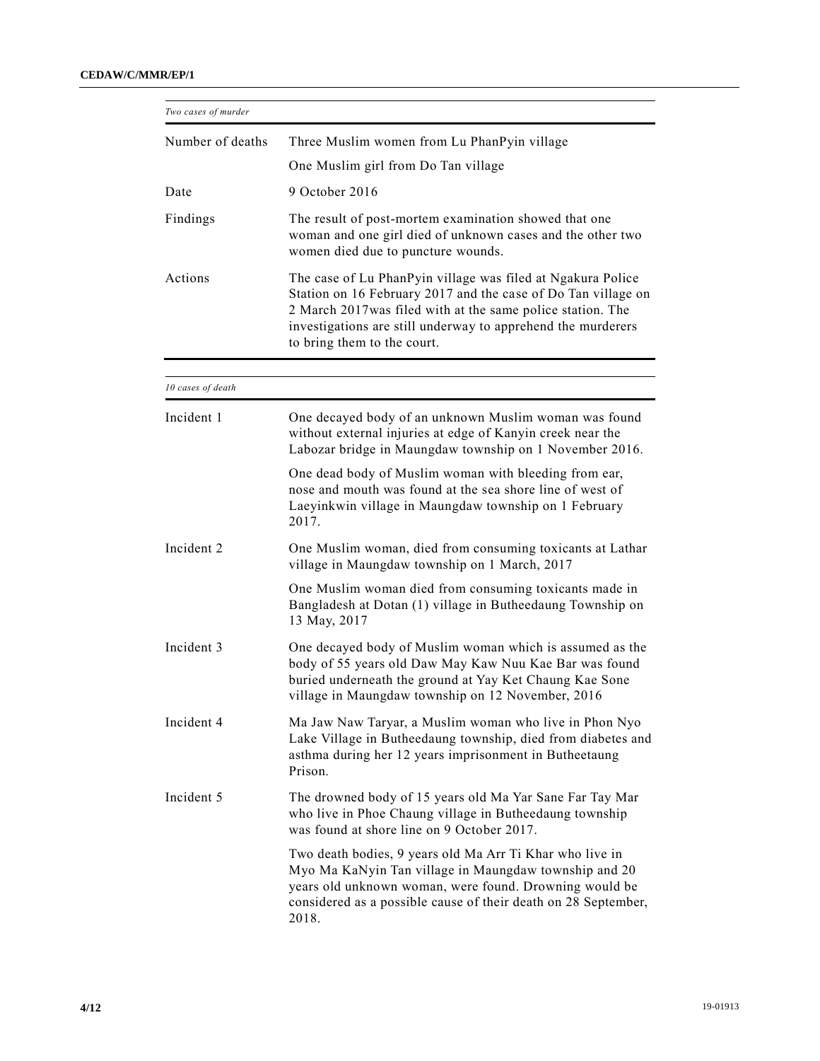| *Two cases of murder* | |
|---|---|
| Number of deaths | Three Muslim women from Lu PhanPyin village<br>One Muslim girl from Do Tan village |
| Date | 9 October 2016 |
| Findings | The result of post-mortem examination showed that one woman and one girl died of unknown cases and the other two women died due to puncture wounds. |
| Actions | The case of Lu PhanPyin village was filed at Ngakura Police Station on 16 February 2017 and the case of Do Tan village on 2 March 2017was filed with at the same police station. The investigations are still underway to apprehend the murderers to bring them to the court. |

| *10 cases of death* | |
|---|---|
| Incident 1 | One decayed body of an unknown Muslim woman was found without external injuries at edge of Kanyin creek near the Labozar bridge in Maungdaw township on 1 November 2016.<br>One dead body of Muslim woman with bleeding from ear, nose and mouth was found at the sea shore line of west of Laeyinkwin village in Maungdaw township on 1 February 2017. |
| Incident 2 | One Muslim woman, died from consuming toxicants at Lathar village in Maungdaw township on 1 March, 2017<br>One Muslim woman died from consuming toxicants made in Bangladesh at Dotan (1) village in Butheedaung Township on 13 May, 2017 |
| Incident 3 | One decayed body of Muslim woman which is assumed as the body of 55 years old Daw May Kaw Nuu Kae Bar was found buried underneath the ground at Yay Ket Chaung Kae Sone village in Maungdaw township on 12 November, 2016 |
| Incident 4 | Ma Jaw Naw Taryar, a Muslim woman who live in Phon Nyo Lake Village in Butheedaung township, died from diabetes and asthma during her 12 years imprisonment in Butheetaung Prison. |
| Incident 5 | The drowned body of 15 years old Ma Yar Sane Far Tay Mar who live in Phoe Chaung village in Butheedaung township was found at shore line on 9 October 2017.<br>Two death bodies, 9 years old Ma Arr Ti Khar who live in Myo Ma KaNyin Tan village in Maungdaw township and 20 years old unknown woman, were found. Drowning would be considered as a possible cause of their death on 28 September, 2018. |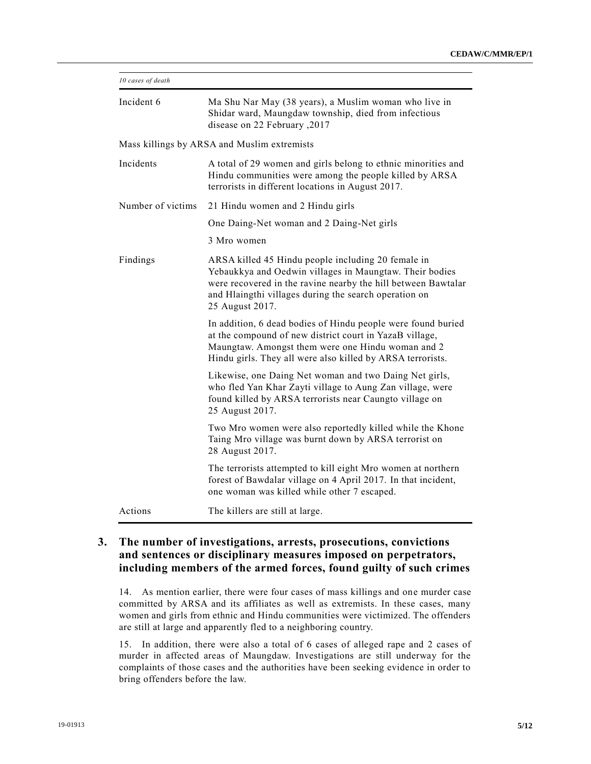| *10 cases of death* | |
|---|---|
| Incident 6 | Ma Shu Nar May (38 years), a Muslim woman who live in Shidar ward, Maungdaw township, died from infectious disease on 22 February ,2017 |
| Mass killings by ARSA and Muslim extremists | |
| Incidents | A total of 29 women and girls belong to ethnic minorities and Hindu communities were among the people killed by ARSA terrorists in different locations in August 2017. |
| Number of victims | 21 Hindu women and 2 Hindu girls |
| | One Daing-Net woman and 2 Daing-Net girls |
| | 3 Mro women |
| Findings | ARSA killed 45 Hindu people including 20 female in Yebaukkya and Oedwin villages in Maungtaw. Their bodies were recovered in the ravine nearby the hill between Bawtalar and Hlaingthi villages during the search operation on 25 August 2017. |
| | In addition, 6 dead bodies of Hindu people were found buried at the compound of new district court in YazaB village, Maungtaw. Amongst them were one Hindu woman and 2 Hindu girls. They all were also killed by ARSA terrorists. |
| | Likewise, one Daing Net woman and two Daing Net girls, who fled Yan Khar Zayti village to Aung Zan village, were found killed by ARSA terrorists near Caungto village on 25 August 2017. |
| | Two Mro women were also reportedly killed while the Khone Taing Mro village was burnt down by ARSA terrorist on 28 August 2017. |
| | The terrorists attempted to kill eight Mro women at northern forest of Bawdalar village on 4 April 2017. In that incident, one woman was killed while other 7 escaped. |
| Actions | The killers are still at large. |

## 3. The number of investigations, arrests, prosecutions, convictions and sentences or disciplinary measures imposed on perpetrators, including members of the armed forces, found guilty of such crimes

14. As mention earlier, there were four cases of mass killings and one murder case committed by ARSA and its affiliates as well as extremists. In these cases, many women and girls from ethnic and Hindu communities were victimized. The offenders are still at large and apparently fled to a neighboring country.

15. In addition, there were also a total of 6 cases of alleged rape and 2 cases of murder in affected areas of Maungdaw. Investigations are still underway for the complaints of those cases and the authorities have been seeking evidence in order to bring offenders before the law.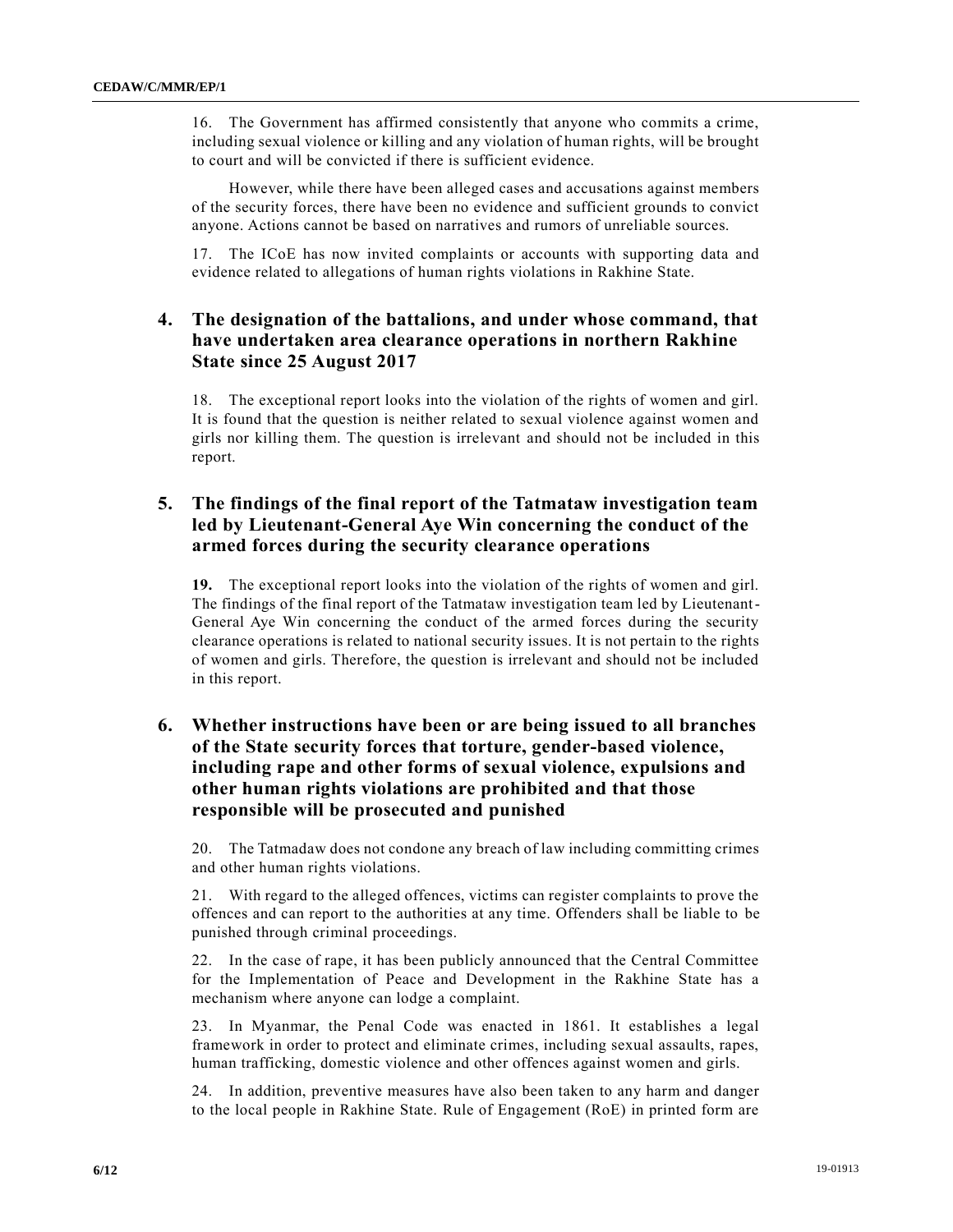16. The Government has affirmed consistently that anyone who commits a crime, including sexual violence or killing and any violation of human rights, will be brought to court and will be convicted if there is sufficient evidence.

However, while there have been alleged cases and accusations against members of the security forces, there have been no evidence and sufficient grounds to convict anyone. Actions cannot be based on narratives and rumors of unreliable sources.

17. The ICoE has now invited complaints or accounts with supporting data and evidence related to allegations of human rights violations in Rakhine State.

## 4. The designation of the battalions, and under whose command, that have undertaken area clearance operations in northern Rakhine State since 25 August 2017

18. The exceptional report looks into the violation of the rights of women and girl. It is found that the question is neither related to sexual violence against women and girls nor killing them. The question is irrelevant and should not be included in this report.

## 5. The findings of the final report of the Tatmataw investigation team led by Lieutenant-General Aye Win concerning the conduct of the armed forces during the security clearance operations

**19.** The exceptional report looks into the violation of the rights of women and girl. The findings of the final report of the Tatmataw investigation team led by Lieutenant-General Aye Win concerning the conduct of the armed forces during the security clearance operations is related to national security issues. It is not pertain to the rights of women and girls. Therefore, the question is irrelevant and should not be included in this report.

## 6. Whether instructions have been or are being issued to all branches of the State security forces that torture, gender-based violence, including rape and other forms of sexual violence, expulsions and other human rights violations are prohibited and that those responsible will be prosecuted and punished

20. The Tatmadaw does not condone any breach of law including committing crimes and other human rights violations.

21. With regard to the alleged offences, victims can register complaints to prove the offences and can report to the authorities at any time. Offenders shall be liable to be punished through criminal proceedings.

22. In the case of rape, it has been publicly announced that the Central Committee for the Implementation of Peace and Development in the Rakhine State has a mechanism where anyone can lodge a complaint.

23. In Myanmar, the Penal Code was enacted in 1861. It establishes a legal framework in order to protect and eliminate crimes, including sexual assaults, rapes, human trafficking, domestic violence and other offences against women and girls.

24. In addition, preventive measures have also been taken to any harm and danger to the local people in Rakhine State. Rule of Engagement (RoE) in printed form are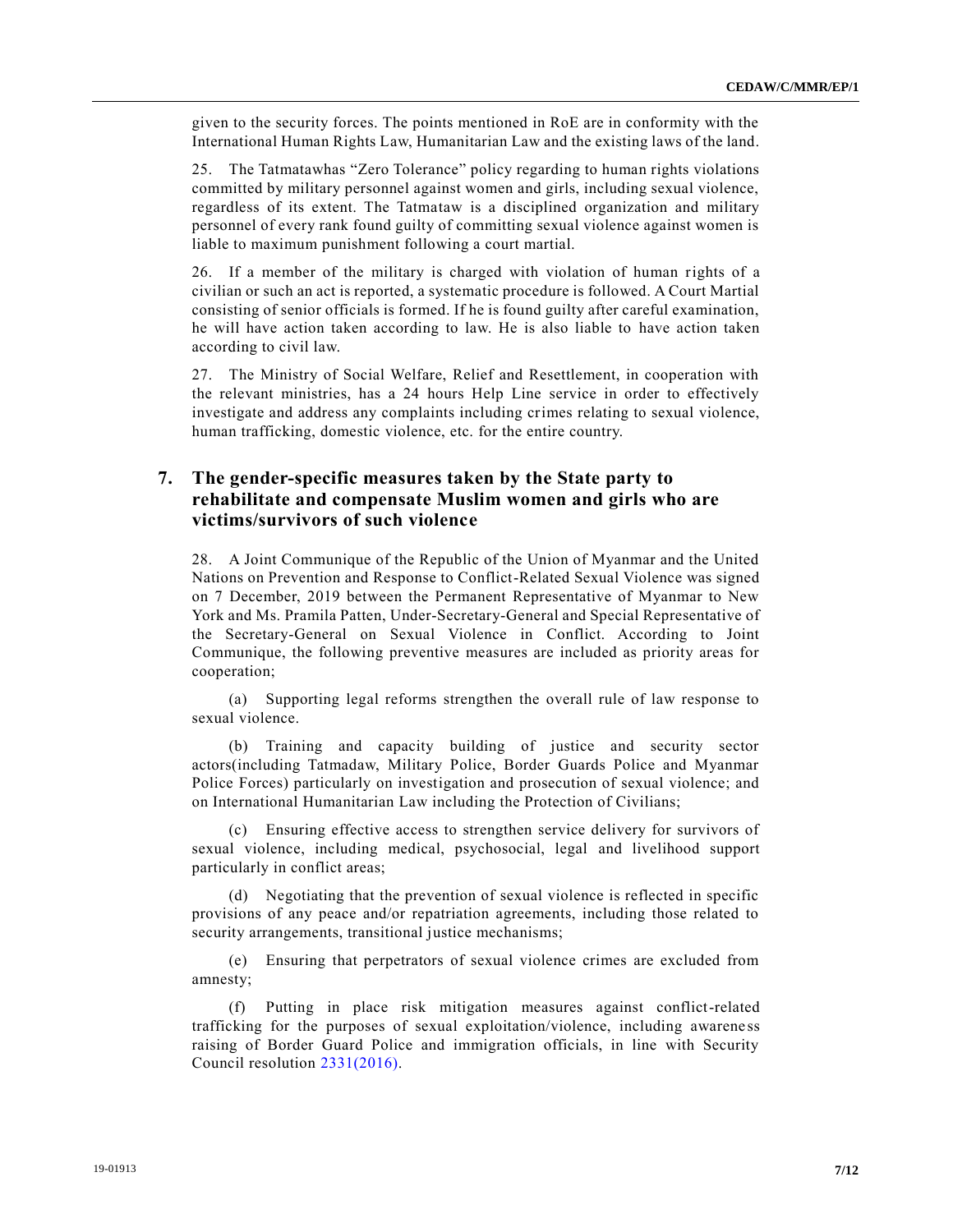given to the security forces. The points mentioned in RoE are in conformity with the International Human Rights Law, Humanitarian Law and the existing laws of the land.

25. The Tatmatawhas "Zero Tolerance" policy regarding to human rights violations committed by military personnel against women and girls, including sexual violence, regardless of its extent. The Tatmataw is a disciplined organization and military personnel of every rank found guilty of committing sexual violence against women is liable to maximum punishment following a court martial.

26. If a member of the military is charged with violation of human rights of a civilian or such an act is reported, a systematic procedure is followed. A Court Martial consisting of senior officials is formed. If he is found guilty after careful examination, he will have action taken according to law. He is also liable to have action taken according to civil law.

27. The Ministry of Social Welfare, Relief and Resettlement, in cooperation with the relevant ministries, has a 24 hours Help Line service in order to effectively investigate and address any complaints including crimes relating to sexual violence, human trafficking, domestic violence, etc. for the entire country.

## 7. The gender-specific measures taken by the State party to rehabilitate and compensate Muslim women and girls who are victims/survivors of such violence

28. A Joint Communique of the Republic of the Union of Myanmar and the United Nations on Prevention and Response to Conflict-Related Sexual Violence was signed on 7 December, 2019 between the Permanent Representative of Myanmar to New York and Ms. Pramila Patten, Under-Secretary-General and Special Representative of the Secretary-General on Sexual Violence in Conflict. According to Joint Communique, the following preventive measures are included as priority areas for cooperation;

(a) Supporting legal reforms strengthen the overall rule of law response to sexual violence.

(b) Training and capacity building of justice and security sector actors(including Tatmadaw, Military Police, Border Guards Police and Myanmar Police Forces) particularly on investigation and prosecution of sexual violence; and on International Humanitarian Law including the Protection of Civilians;

(c) Ensuring effective access to strengthen service delivery for survivors of sexual violence, including medical, psychosocial, legal and livelihood support particularly in conflict areas;

(d) Negotiating that the prevention of sexual violence is reflected in specific provisions of any peace and/or repatriation agreements, including those related to security arrangements, transitional justice mechanisms;

(e) Ensuring that perpetrators of sexual violence crimes are excluded from amnesty;

(f) Putting in place risk mitigation measures against conflict-related trafficking for the purposes of sexual exploitation/violence, including awareness raising of Border Guard Police and immigration officials, in line with Security Council resolution 2331(2016).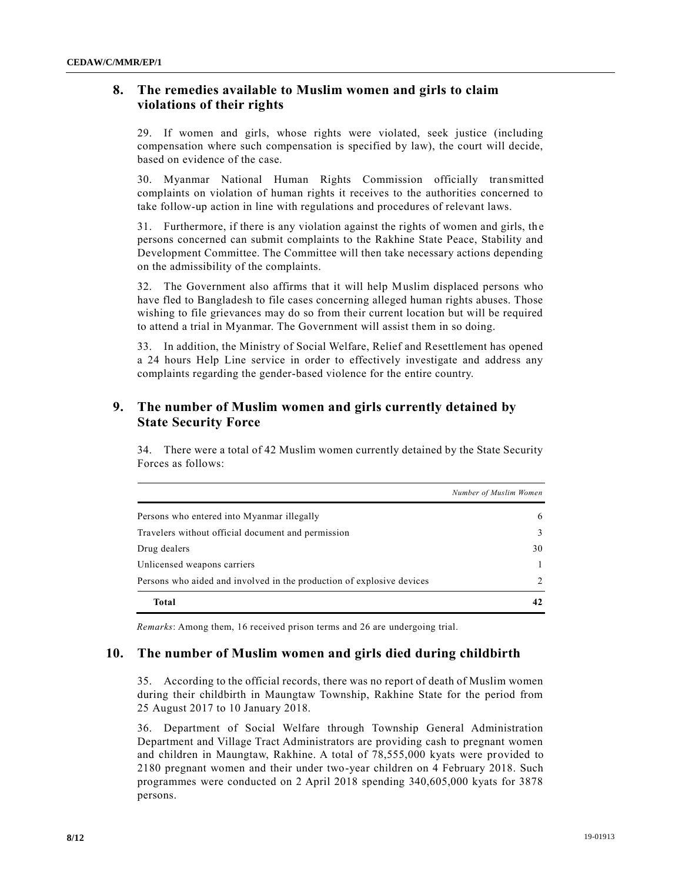## 8. The remedies available to Muslim women and girls to claim violations of their rights

29. If women and girls, whose rights were violated, seek justice (including compensation where such compensation is specified by law), the court will decide, based on evidence of the case.

30. Myanmar National Human Rights Commission officially transmitted complaints on violation of human rights it receives to the authorities concerned to take follow-up action in line with regulations and procedures of relevant laws.

31. Furthermore, if there is any violation against the rights of women and girls, the persons concerned can submit complaints to the Rakhine State Peace, Stability and Development Committee. The Committee will then take necessary actions depending on the admissibility of the complaints.

32. The Government also affirms that it will help Muslim displaced persons who have fled to Bangladesh to file cases concerning alleged human rights abuses. Those wishing to file grievances may do so from their current location but will be required to attend a trial in Myanmar. The Government will assist them in so doing.

33. In addition, the Ministry of Social Welfare, Relief and Resettlement has opened a 24 hours Help Line service in order to effectively investigate and address any complaints regarding the gender-based violence for the entire country.

## 9. The number of Muslim women and girls currently detained by State Security Force

34. There were a total of 42 Muslim women currently detained by the State Security Forces as follows:

| | *Number of Muslim Women* |
|---|---|
| Persons who entered into Myanmar illegally | 6 |
| Travelers without official document and permission | 3 |
| Drug dealers | 30 |
| Unlicensed weapons carriers | 1 |
| Persons who aided and involved in the production of explosive devices | 2 |
| **Total** | **42** |

*Remarks*: Among them, 16 received prison terms and 26 are undergoing trial.

## 10. The number of Muslim women and girls died during childbirth

35. According to the official records, there was no report of death of Muslim women during their childbirth in Maungtaw Township, Rakhine State for the period from 25 August 2017 to 10 January 2018.

36. Department of Social Welfare through Township General Administration Department and Village Tract Administrators are providing cash to pregnant women and children in Maungtaw, Rakhine. A total of 78,555,000 kyats were provided to 2180 pregnant women and their under two-year children on 4 February 2018. Such programmes were conducted on 2 April 2018 spending 340,605,000 kyats for 3878 persons.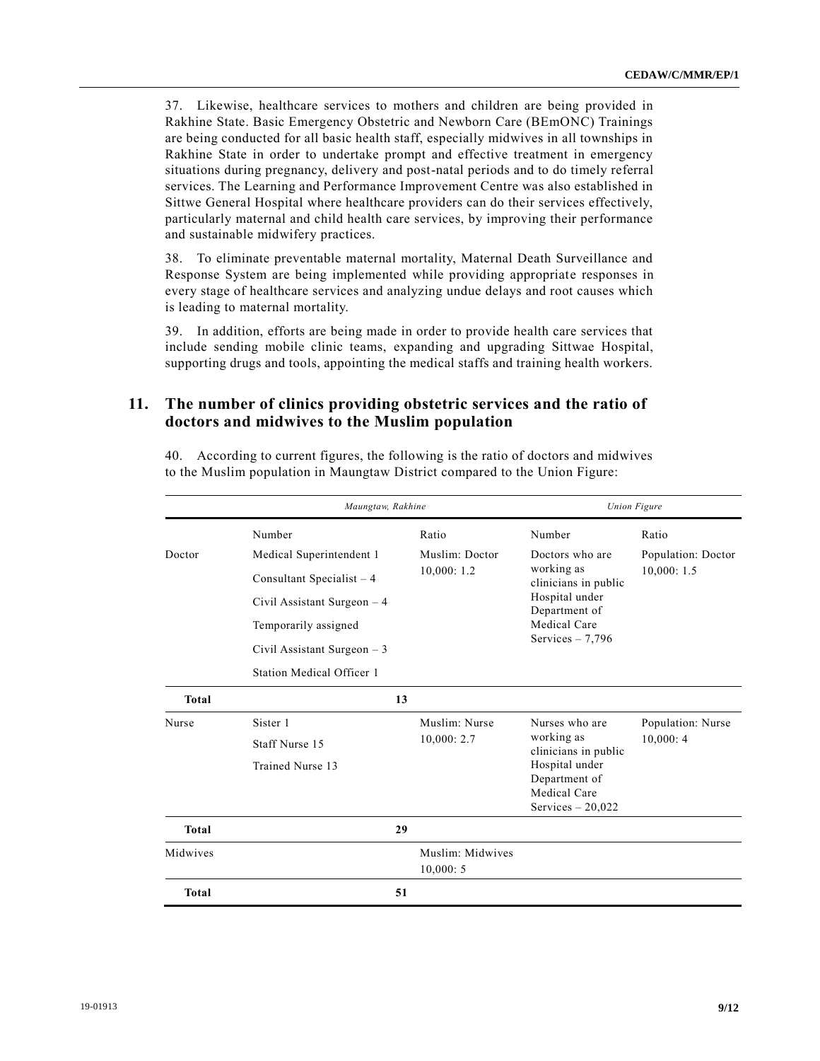37. Likewise, healthcare services to mothers and children are being provided in Rakhine State. Basic Emergency Obstetric and Newborn Care (BEmONC) Trainings are being conducted for all basic health staff, especially midwives in all townships in Rakhine State in order to undertake prompt and effective treatment in emergency situations during pregnancy, delivery and post-natal periods and to do timely referral services. The Learning and Performance Improvement Centre was also established in Sittwe General Hospital where healthcare providers can do their services effectively, particularly maternal and child health care services, by improving their performance and sustainable midwifery practices.

38. To eliminate preventable maternal mortality, Maternal Death Surveillance and Response System are being implemented while providing appropriate responses in every stage of healthcare services and analyzing undue delays and root causes which is leading to maternal mortality.

39. In addition, efforts are being made in order to provide health care services that include sending mobile clinic teams, expanding and upgrading Sittwae Hospital, supporting drugs and tools, appointing the medical staffs and training health workers.

## 11. The number of clinics providing obstetric services and the ratio of doctors and midwives to the Muslim population

40. According to current figures, the following is the ratio of doctors and midwives to the Muslim population in Maungtaw District compared to the Union Figure:

| | *Maungtaw, Rakhine* | | *Union Figure* | |
|---|---|---|---|---|
| | Number | Ratio | Number | Ratio |
| Doctor | Medical Superintendent 1<br>Consultant Specialist – 4<br>Civil Assistant Surgeon – 4<br>Temporarily assigned<br>Civil Assistant Surgeon – 3<br>Station Medical Officer 1 | Muslim: Doctor 10,000: 1.2 | Doctors who are working as clinicians in public Hospital under Department of Medical Care Services – 7,796 | Population: Doctor 10,000: 1.5 |
| **Total** | 13 | | | |
| Nurse | Sister 1<br>Staff Nurse 15<br>Trained Nurse 13 | Muslim: Nurse 10,000: 2.7 | Nurses who are working as clinicians in public Hospital under Department of Medical Care Services – 20,022 | Population: Nurse 10,000: 4 |
| **Total** | 29 | | | |
| Midwives | | Muslim: Midwives 10,000: 5 | | |
| **Total** | 51 | | | |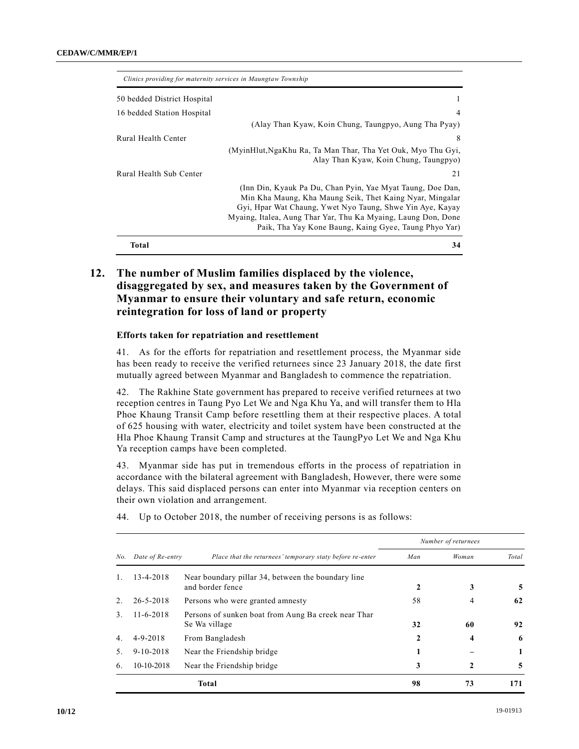| *Clinics providing for maternity services in Maungtaw Township* | |
|---|---|
| 50 bedded District Hospital | 1 |
| 16 bedded Station Hospital | 4 |
| | (Alay Than Kyaw, Koin Chung, Taungpyo, Aung Tha Pyay) |
| Rural Health Center | 8 |
| | (MyinHlut,NgaKhu Ra, Ta Man Thar, Tha Yet Ouk, Myo Thu Gyi, Alay Than Kyaw, Koin Chung, Taungpyo) |
| Rural Health Sub Center | 21 |
| | (Inn Din, Kyauk Pa Du, Chan Pyin, Yae Myat Taung, Doe Dan, Min Kha Maung, Kha Maung Seik, Thet Kaing Nyar, Mingalar Gyi, Hpar Wat Chaung, Ywet Nyo Taung, Shwe Yin Aye, Kayay Myaing, Italea, Aung Thar Yar, Thu Ka Myaing, Laung Don, Done Paik, Tha Yay Kone Baung, Kaing Gyee, Taung Phyo Yar) |
| **Total** | **34** |

## 12. The number of Muslim families displaced by the violence, disaggregated by sex, and measures taken by the Government of Myanmar to ensure their voluntary and safe return, economic reintegration for loss of land or property

### Efforts taken for repatriation and resettlement

41. As for the efforts for repatriation and resettlement process, the Myanmar side has been ready to receive the verified returnees since 23 January 2018, the date first mutually agreed between Myanmar and Bangladesh to commence the repatriation.

42. The Rakhine State government has prepared to receive verified returnees at two reception centres in Taung Pyo Let We and Nga Khu Ya, and will transfer them to Hla Phoe Khaung Transit Camp before resettling them at their respective places. A total of 625 housing with water, electricity and toilet system have been constructed at the Hla Phoe Khaung Transit Camp and structures at the TaungPyo Let We and Nga Khu Ya reception camps have been completed.

43. Myanmar side has put in tremendous efforts in the process of repatriation in accordance with the bilateral agreement with Bangladesh, However, there were some delays. This said displaced persons can enter into Myanmar via reception centers on their own violation and arrangement.

44. Up to October 2018, the number of receiving persons is as follows:

| | | | *Number of returnees* | | |
|---|---|---|---|---|---|
| *No.* | *Date of Re-entry* | *Place that the returnees' temporary staty before re-enter* | *Man* | *Woman* | *Total* |
| 1. | 13-4-2018 | Near boundary pillar 34, between the boundary line and border fence | **2** | **3** | **5** |
| 2. | 26-5-2018 | Persons who were granted amnesty | 58 | 4 | **62** |
| 3. | 11-6-2018 | Persons of sunken boat from Aung Ba creek near Thar Se Wa village | **32** | **60** | **92** |
| 4. | 4-9-2018 | From Bangladesh | **2** | **4** | **6** |
| 5. | 9-10-2018 | Near the Friendship bridge | **1** | **–** | **1** |
| 6. | 10-10-2018 | Near the Friendship bridge | **3** | **2** | **5** |
| | | **Total** | **98** | **73** | **171** |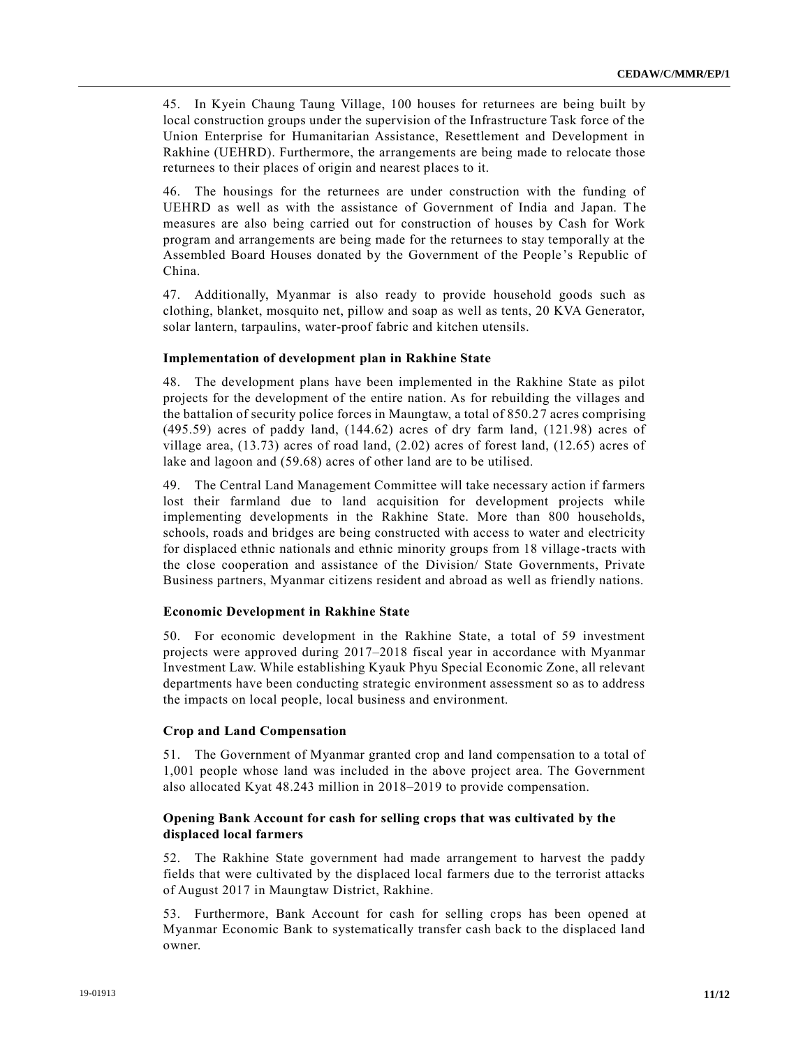45. In Kyein Chaung Taung Village, 100 houses for returnees are being built by local construction groups under the supervision of the Infrastructure Task force of the Union Enterprise for Humanitarian Assistance, Resettlement and Development in Rakhine (UEHRD). Furthermore, the arrangements are being made to relocate those returnees to their places of origin and nearest places to it.

46. The housings for the returnees are under construction with the funding of UEHRD as well as with the assistance of Government of India and Japan. The measures are also being carried out for construction of houses by Cash for Work program and arrangements are being made for the returnees to stay temporally at the Assembled Board Houses donated by the Government of the People's Republic of China.

47. Additionally, Myanmar is also ready to provide household goods such as clothing, blanket, mosquito net, pillow and soap as well as tents, 20 KVA Generator, solar lantern, tarpaulins, water-proof fabric and kitchen utensils.

### Implementation of development plan in Rakhine State

48. The development plans have been implemented in the Rakhine State as pilot projects for the development of the entire nation. As for rebuilding the villages and the battalion of security police forces in Maungtaw, a total of 850.27 acres comprising (495.59) acres of paddy land, (144.62) acres of dry farm land, (121.98) acres of village area, (13.73) acres of road land, (2.02) acres of forest land, (12.65) acres of lake and lagoon and (59.68) acres of other land are to be utilised.

49. The Central Land Management Committee will take necessary action if farmers lost their farmland due to land acquisition for development projects while implementing developments in the Rakhine State. More than 800 households, schools, roads and bridges are being constructed with access to water and electricity for displaced ethnic nationals and ethnic minority groups from 18 village-tracts with the close cooperation and assistance of the Division/ State Governments, Private Business partners, Myanmar citizens resident and abroad as well as friendly nations.

### Economic Development in Rakhine State

50. For economic development in the Rakhine State, a total of 59 investment projects were approved during 2017–2018 fiscal year in accordance with Myanmar Investment Law. While establishing Kyauk Phyu Special Economic Zone, all relevant departments have been conducting strategic environment assessment so as to address the impacts on local people, local business and environment.

### Crop and Land Compensation

51. The Government of Myanmar granted crop and land compensation to a total of 1,001 people whose land was included in the above project area. The Government also allocated Kyat 48.243 million in 2018–2019 to provide compensation.

### Opening Bank Account for cash for selling crops that was cultivated by the displaced local farmers

52. The Rakhine State government had made arrangement to harvest the paddy fields that were cultivated by the displaced local farmers due to the terrorist attacks of August 2017 in Maungtaw District, Rakhine.

53. Furthermore, Bank Account for cash for selling crops has been opened at Myanmar Economic Bank to systematically transfer cash back to the displaced land owner.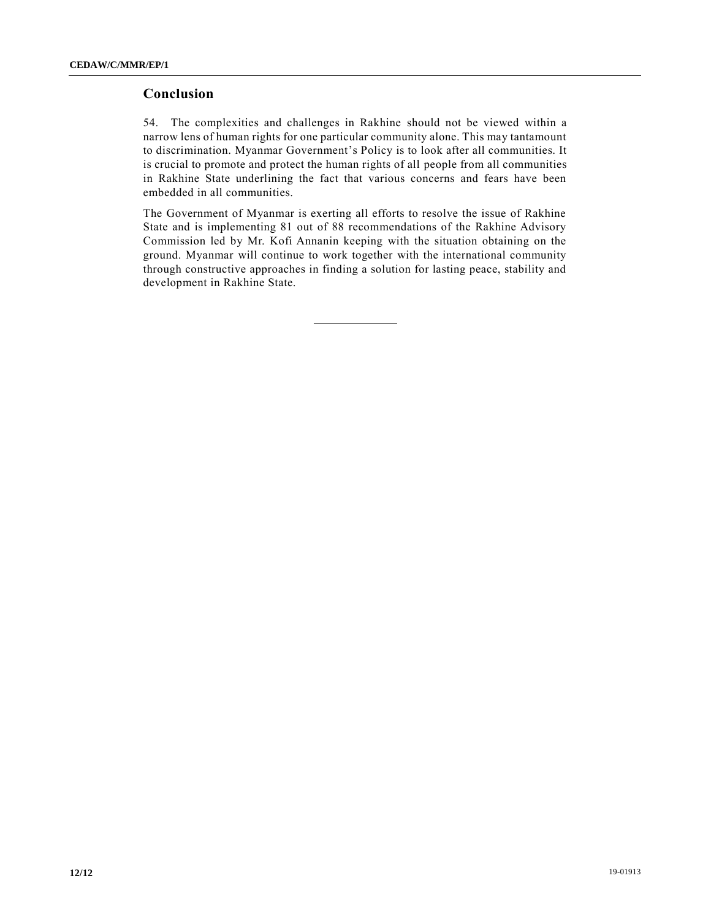## Conclusion

54. The complexities and challenges in Rakhine should not be viewed within a narrow lens of human rights for one particular community alone. This may tantamount to discrimination. Myanmar Government's Policy is to look after all communities. It is crucial to promote and protect the human rights of all people from all communities in Rakhine State underlining the fact that various concerns and fears have been embedded in all communities.

The Government of Myanmar is exerting all efforts to resolve the issue of Rakhine State and is implementing 81 out of 88 recommendations of the Rakhine Advisory Commission led by Mr. Kofi Annanin keeping with the situation obtaining on the ground. Myanmar will continue to work together with the international community through constructive approaches in finding a solution for lasting peace, stability and development in Rakhine State.